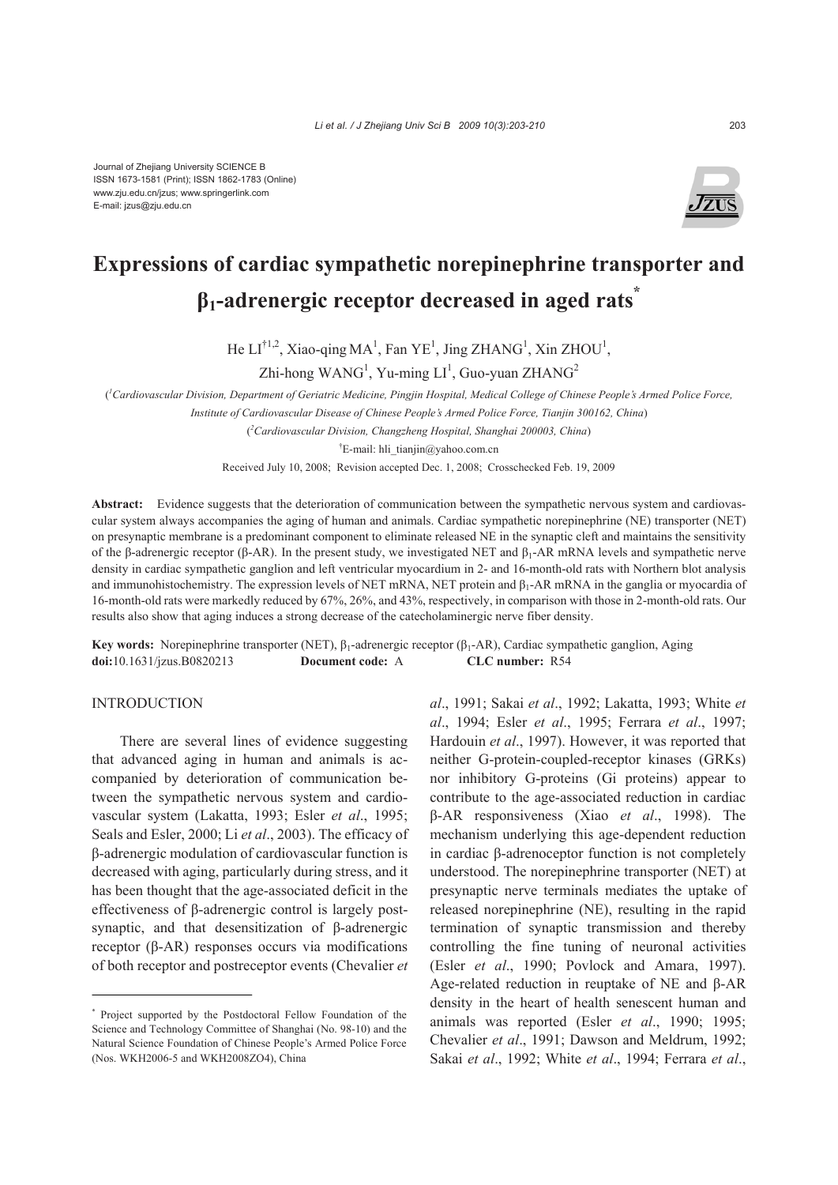Journal of Zhejiang University SCIENCE B
ISSN 1673-1581 (Print); ISSN 1862-1783 (Online)
www.zju.edu.cn/jzus; www.springerlink.com
E-mail: jzus@zju.edu.cn

# Expressions of cardiac sympathetic norepinephrine transporter and $\beta_1$-adrenergic receptor decreased in aged rats*

He LI[†1,2], Xiao-qing MA[1], Fan YE[1], Jing ZHANG[1], Xin ZHOU[1], Zhi-hong WANG[1], Yu-ming LI[1], Guo-yuan ZHANG[2]

([1]*Cardiovascular Division, Department of Geriatric Medicine, Pingjin Hospital, Medical College of Chinese People's Armed Police Force, Institute of Cardiovascular Disease of Chinese People's Armed Police Force, Tianjin 300162, China*)

([2]*Cardiovascular Division, Changzheng Hospital, Shanghai 200003, China*)

[†]E-mail: hli_tianjin@yahoo.com.cn

Received July 10, 2008; Revision accepted Dec. 1, 2008; Crosschecked Feb. 19, 2009

**Abstract:** Evidence suggests that the deterioration of communication between the sympathetic nervous system and cardiovascular system always accompanies the aging of human and animals. Cardiac sympathetic norepinephrine (NE) transporter (NET) on presynaptic membrane is a predominant component to eliminate released NE in the synaptic cleft and maintains the sensitivity of the β-adrenergic receptor (β-AR). In the present study, we investigated NET and $\beta_1$-AR mRNA levels and sympathetic nerve density in cardiac sympathetic ganglion and left ventricular myocardium in 2- and 16-month-old rats with Northern blot analysis and immunohistochemistry. The expression levels of NET mRNA, NET protein and $\beta_1$-AR mRNA in the ganglia or myocardia of 16-month-old rats were markedly reduced by 67%, 26%, and 43%, respectively, in comparison with those in 2-month-old rats. Our results also show that aging induces a strong decrease of the catecholaminergic nerve fiber density.

**Key words:** Norepinephrine transporter (NET), $\beta_1$-adrenergic receptor ($\beta_1$-AR), Cardiac sympathetic ganglion, Aging
**doi:**10.1631/jzus.B0820213 **Document code:** A **CLC number:** R54

## INTRODUCTION

There are several lines of evidence suggesting that advanced aging in human and animals is accompanied by deterioration of communication between the sympathetic nervous system and cardiovascular system (Lakatta, 1993; Esler *et al*., 1995; Seals and Esler, 2000; Li *et al*., 2003). The efficacy of β-adrenergic modulation of cardiovascular function is decreased with aging, particularly during stress, and it has been thought that the age-associated deficit in the effectiveness of β-adrenergic control is largely postsynaptic, and that desensitization of β-adrenergic receptor (β-AR) responses occurs via modifications of both receptor and postreceptor events (Chevalier *et al*., 1991; Sakai *et al*., 1992; Lakatta, 1993; White *et al*., 1994; Esler *et al*., 1995; Ferrara *et al*., 1997; Hardouin *et al*., 1997). However, it was reported that neither G-protein-coupled-receptor kinases (GRKs) nor inhibitory G-proteins (Gi proteins) appear to contribute to the age-associated reduction in cardiac β-AR responsiveness (Xiao *et al*., 1998). The mechanism underlying this age-dependent reduction in cardiac β-adrenoceptor function is not completely understood. The norepinephrine transporter (NET) at presynaptic nerve terminals mediates the uptake of released norepinephrine (NE), resulting in the rapid termination of synaptic transmission and thereby controlling the fine tuning of neuronal activities (Esler *et al*., 1990; Povlock and Amara, 1997). Age-related reduction in reuptake of NE and β-AR density in the heart of health senescent human and animals was reported (Esler *et al*., 1990; 1995; Chevalier *et al*., 1991; Dawson and Meldrum, 1992; Sakai *et al*., 1992; White *et al*., 1994; Ferrara *et al*.,

---

\* Project supported by the Postdoctoral Fellow Foundation of the Science and Technology Committee of Shanghai (No. 98-10) and the Natural Science Foundation of Chinese People's Armed Police Force (Nos. WKH2006-5 and WKH2008ZO4), China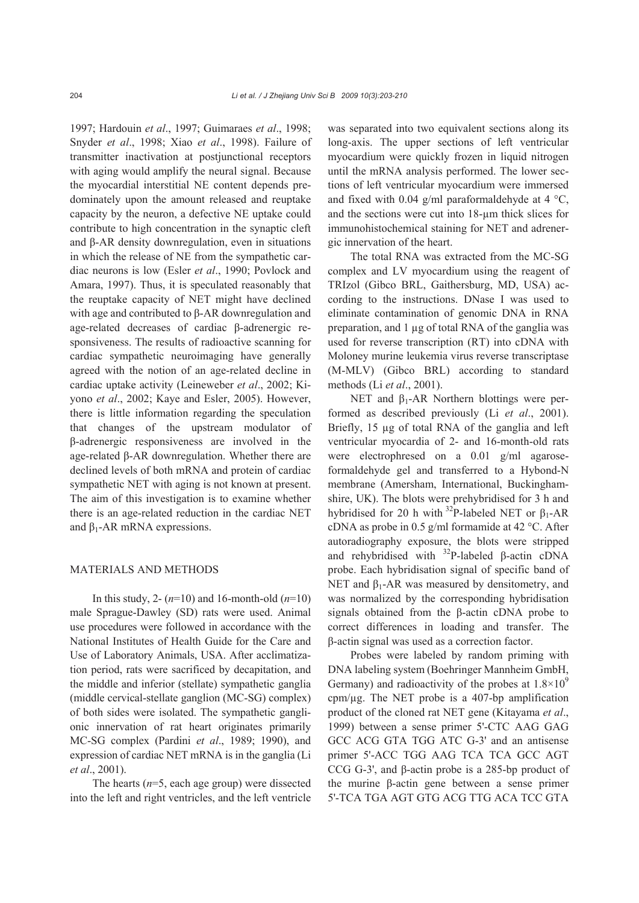1997; Hardouin *et al*., 1997; Guimaraes *et al*., 1998; Snyder *et al*., 1998; Xiao *et al*., 1998). Failure of transmitter inactivation at postjunctional receptors with aging would amplify the neural signal. Because the myocardial interstitial NE content depends predominately upon the amount released and reuptake capacity by the neuron, a defective NE uptake could contribute to high concentration in the synaptic cleft and β-AR density downregulation, even in situations in which the release of NE from the sympathetic cardiac neurons is low (Esler *et al*., 1990; Povlock and Amara, 1997). Thus, it is speculated reasonably that the reuptake capacity of NET might have declined with age and contributed to β-AR downregulation and age-related decreases of cardiac β-adrenergic responsiveness. The results of radioactive scanning for cardiac sympathetic neuroimaging have generally agreed with the notion of an age-related decline in cardiac uptake activity (Leineweber *et al*., 2002; Kiyono *et al*., 2002; Kaye and Esler, 2005). However, there is little information regarding the speculation that changes of the upstream modulator of β-adrenergic responsiveness are involved in the age-related β-AR downregulation. Whether there are declined levels of both mRNA and protein of cardiac sympathetic NET with aging is not known at present. The aim of this investigation is to examine whether there is an age-related reduction in the cardiac NET and $\beta_1$-AR mRNA expressions.

## MATERIALS AND METHODS

In this study, 2- ($n$=10) and 16-month-old ($n$=10) male Sprague-Dawley (SD) rats were used. Animal use procedures were followed in accordance with the National Institutes of Health Guide for the Care and Use of Laboratory Animals, USA. After acclimatization period, rats were sacrificed by decapitation, and the middle and inferior (stellate) sympathetic ganglia (middle cervical-stellate ganglion (MC-SG) complex) of both sides were isolated. The sympathetic ganglionic innervation of rat heart originates primarily MC-SG complex (Pardini *et al*., 1989; 1990), and expression of cardiac NET mRNA is in the ganglia (Li *et al*., 2001).

The hearts ($n$=5, each age group) were dissected into the left and right ventricles, and the left ventricle was separated into two equivalent sections along its long-axis. The upper sections of left ventricular myocardium were quickly frozen in liquid nitrogen until the mRNA analysis performed. The lower sections of left ventricular myocardium were immersed and fixed with 0.04 g/ml paraformaldehyde at 4 °C, and the sections were cut into 18-μm thick slices for immunohistochemical staining for NET and adrenergic innervation of the heart.

The total RNA was extracted from the MC-SG complex and LV myocardium using the reagent of TRIzol (Gibco BRL, Gaithersburg, MD, USA) according to the instructions. DNase I was used to eliminate contamination of genomic DNA in RNA preparation, and 1 μg of total RNA of the ganglia was used for reverse transcription (RT) into cDNA with Moloney murine leukemia virus reverse transcriptase (M-MLV) (Gibco BRL) according to standard methods (Li *et al*., 2001).

NET and $\beta_1$-AR Northern blottings were performed as described previously (Li *et al*., 2001). Briefly, 15 μg of total RNA of the ganglia and left ventricular myocardia of 2- and 16-month-old rats were electrophresed on a 0.01 g/ml agarose-formaldehyde gel and transferred to a Hybond-N membrane (Amersham, International, Buckinghamshire, UK). The blots were prehybridised for 3 h and hybridised for 20 h with $^{32}$P-labeled NET or $\beta_1$-AR cDNA as probe in 0.5 g/ml formamide at 42 °C. After autoradiography exposure, the blots were stripped and rehybridised with $^{32}$P-labeled β-actin cDNA probe. Each hybridisation signal of specific band of NET and $\beta_1$-AR was measured by densitometry, and was normalized by the corresponding hybridisation signals obtained from the β-actin cDNA probe to correct differences in loading and transfer. The β-actin signal was used as a correction factor.

Probes were labeled by random priming with DNA labeling system (Boehringer Mannheim GmbH, Germany) and radioactivity of the probes at $1.8\times10^9$ cpm/μg. The NET probe is a 407-bp amplification product of the cloned rat NET gene (Kitayama *et al*., 1999) between a sense primer 5'-CTC AAG GAG GCC ACG GTA TGG ATC G-3' and an antisense primer 5'-ACC TGG AAG TCA TCA GCC AGT CCG G-3', and β-actin probe is a 285-bp product of the murine β-actin gene between a sense primer 5'-TCA TGA AGT GTG ACG TTG ACA TCC GTA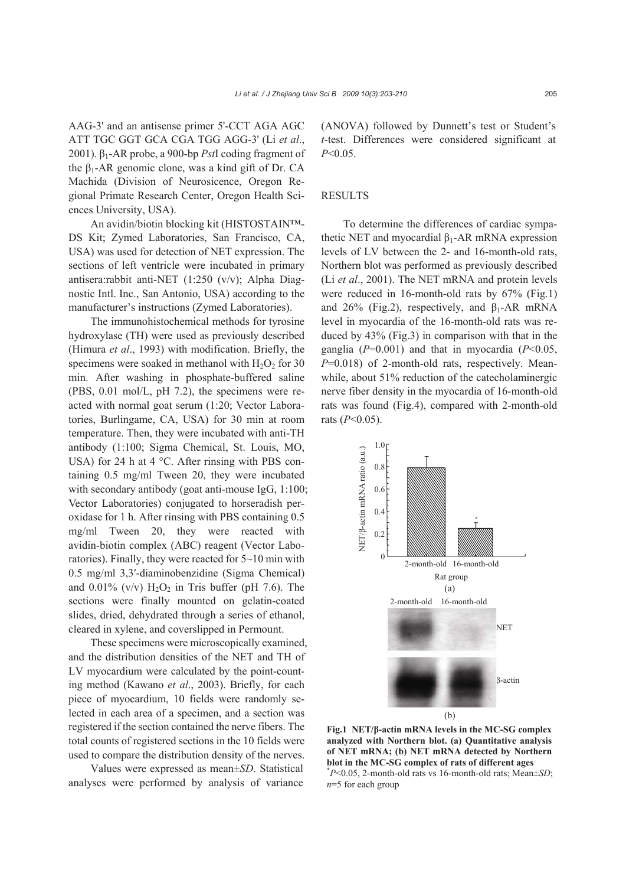AAG-3' and an antisense primer 5'-CCT AGA AGC ATT TGC GGT GCA CGA TGG AGG-3' (Li *et al*., 2001). $\beta_1$-AR probe, a 900-bp *Pst*I coding fragment of the $\beta_1$-AR genomic clone, was a kind gift of Dr. CA Machida (Division of Neuroscience, Oregon Regional Primate Research Center, Oregon Health Sciences University, USA).

An avidin/biotin blocking kit (HISTOSTAIN™-DS Kit; Zymed Laboratories, San Francisco, CA, USA) was used for detection of NET expression. The sections of left ventricle were incubated in primary antisera:rabbit anti-NET (1:250 (v/v); Alpha Diagnostic Intl. Inc., San Antonio, USA) according to the manufacturer's instructions (Zymed Laboratories).

The immunohistochemical methods for tyrosine hydroxylase (TH) were used as previously described (Himura *et al*., 1993) with modification. Briefly, the specimens were soaked in methanol with $H_2O_2$ for 30 min. After washing in phosphate-buffered saline (PBS, 0.01 mol/L, pH 7.2), the specimens were reacted with normal goat serum (1:20; Vector Laboratories, Burlingame, CA, USA) for 30 min at room temperature. Then, they were incubated with anti-TH antibody (1:100; Sigma Chemical, St. Louis, MO, USA) for 24 h at 4 °C. After rinsing with PBS containing 0.5 mg/ml Tween 20, they were incubated with secondary antibody (goat anti-mouse IgG, 1:100; Vector Laboratories) conjugated to horseradish peroxidase for 1 h. After rinsing with PBS containing 0.5 mg/ml Tween 20, they were reacted with avidin-biotin complex (ABC) reagent (Vector Laboratories). Finally, they were reacted for 5~10 min with 0.5 mg/ml 3,3′-diaminobenzidine (Sigma Chemical) and 0.01% (v/v) $H_2O_2$ in Tris buffer (pH 7.6). The sections were finally mounted on gelatin-coated slides, dried, dehydrated through a series of ethanol, cleared in xylene, and coverslipped in Permount.

These specimens were microscopically examined, and the distribution densities of the NET and TH of LV myocardium were calculated by the point-counting method (Kawano *et al*., 2003). Briefly, for each piece of myocardium, 10 fields were randomly selected in each area of a specimen, and a section was registered if the section contained the nerve fibers. The total counts of registered sections in the 10 fields were used to compare the distribution density of the nerves.

Values were expressed as mean±*SD*. Statistical analyses were performed by analysis of variance (ANOVA) followed by Dunnett's test or Student's *t*-test. Differences were considered significant at $P<0.05$.

## RESULTS

To determine the differences of cardiac sympathetic NET and myocardial $\beta_1$-AR mRNA expression levels of LV between the 2- and 16-month-old rats, Northern blot was performed as previously described (Li *et al*., 2001). The NET mRNA and protein levels were reduced in 16-month-old rats by 67% (Fig.1) and 26% (Fig.2), respectively, and $\beta_1$-AR mRNA level in myocardia of the 16-month-old rats was reduced by 43% (Fig.3) in comparison with that in the ganglia ($P=0.001$) and that in myocardia ($P<0.05$, $P=0.018$) of 2-month-old rats, respectively. Meanwhile, about 51% reduction of the catecholaminergic nerve fiber density in the myocardia of 16-month-old rats was found (Fig.4), compared with 2-month-old rats ($P<0.05$).

**Fig.1 NET/β-actin mRNA levels in the MC-SG complex analyzed with Northern blot. (a) Quantitative analysis of NET mRNA; (b) NET mRNA detected by Northern blot in the MC-SG complex of rats of different ages**
*$P<0.05$, 2-month-old rats vs 16-month-old rats; Mean±*SD*; $n=5$ for each group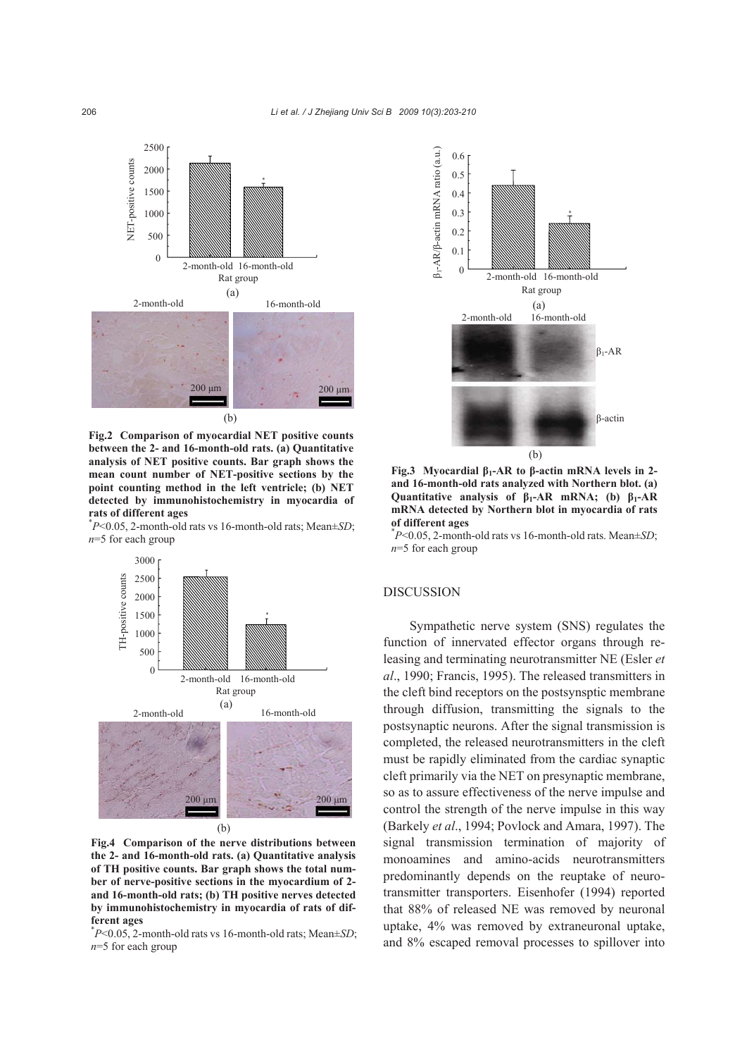**Fig.2 Comparison of myocardial NET positive counts between the 2- and 16-month-old rats. (a) Quantitative analysis of NET positive counts. Bar graph shows the mean count number of NET-positive sections by the point counting method in the left ventricle; (b) NET detected by immunohistochemistry in myocardia of rats of different ages**

\* $P<0.05$, 2-month-old rats vs 16-month-old rats; Mean±*SD*; $n=5$ for each group

**Fig.4 Comparison of the nerve distributions between the 2- and 16-month-old rats. (a) Quantitative analysis of TH positive counts. Bar graph shows the total number of nerve-positive sections in the myocardium of 2- and 16-month-old rats; (b) TH positive nerves detected by immunohistochemistry in myocardia of rats of different ages**

\* $P<0.05$, 2-month-old rats vs 16-month-old rats; Mean±*SD*; $n=5$ for each group

**Fig.3 Myocardial $\beta_1$-AR to β-actin mRNA levels in 2- and 16-month-old rats analyzed with Northern blot. (a) Quantitative analysis of $\beta_1$-AR mRNA; (b) $\beta_1$-AR mRNA detected by Northern blot in myocardia of rats of different ages**

\* $P<0.05$, 2-month-old rats vs 16-month-old rats. Mean±*SD*; $n=5$ for each group

## DISCUSSION

Sympathetic nerve system (SNS) regulates the function of innervated effector organs through releasing and terminating neurotransmitter NE (Esler *et al*., 1990; Francis, 1995). The released transmitters in the cleft bind receptors on the postsynsptic membrane through diffusion, transmitting the signals to the postsynaptic neurons. After the signal transmission is completed, the released neurotransmitters in the cleft must be rapidly eliminated from the cardiac synaptic cleft primarily via the NET on presynaptic membrane, so as to assure effectiveness of the nerve impulse and control the strength of the nerve impulse in this way (Barkely *et al*., 1994; Povlock and Amara, 1997). The signal transmission termination of majority of monoamines and amino-acids neurotransmitters predominantly depends on the reuptake of neurotransmitter transporters. Eisenhofer (1994) reported that 88% of released NE was removed by neuronal uptake, 4% was removed by extraneuronal uptake, and 8% escaped removal processes to spillover into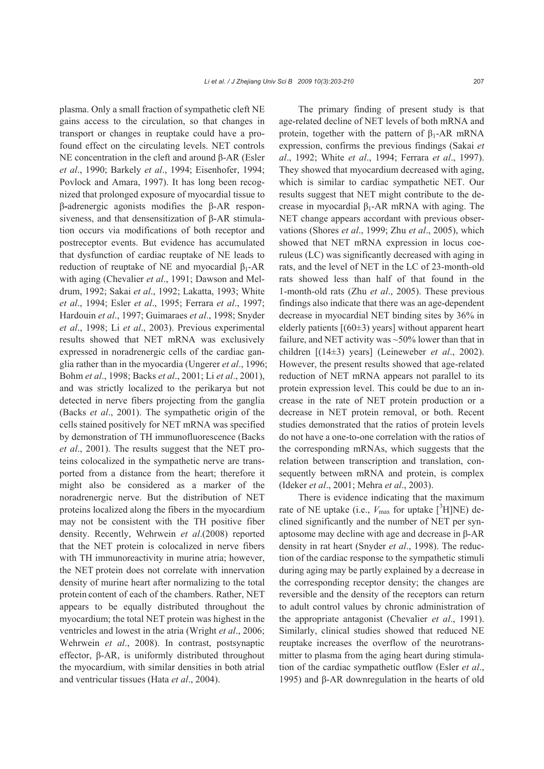plasma. Only a small fraction of sympathetic cleft NE gains access to the circulation, so that changes in transport or changes in reuptake could have a profound effect on the circulating levels. NET controls NE concentration in the cleft and around β-AR (Esler *et al*., 1990; Barkely *et al*., 1994; Eisenhofer, 1994; Povlock and Amara, 1997). It has long been recognized that prolonged exposure of myocardial tissue to β-adrenergic agonists modifies the β-AR responsiveness, and that desensitization of β-AR stimulation occurs via modifications of both receptor and postreceptor events. But evidence has accumulated that dysfunction of cardiac reuptake of NE leads to reduction of reuptake of NE and myocardial $\beta_1$-AR with aging (Chevalier *et al*., 1991; Dawson and Meldrum, 1992; Sakai *et al*., 1992; Lakatta, 1993; White *et al*., 1994; Esler *et al*., 1995; Ferrara *et al*., 1997; Hardouin *et al*., 1997; Guimaraes *et al*., 1998; Snyder *et al*., 1998; Li *et al*., 2003). Previous experimental results showed that NET mRNA was exclusively expressed in noradrenergic cells of the cardiac ganglia rather than in the myocardia (Ungerer *et al*., 1996; Bohm *et al*., 1998; Backs *et al*., 2001; Li *et al*., 2001), and was strictly localized to the perikarya but not detected in nerve fibers projecting from the ganglia (Backs *et al*., 2001). The sympathetic origin of the cells stained positively for NET mRNA was specified by demonstration of TH immunofluorescence (Backs *et al*., 2001). The results suggest that the NET proteins colocalized in the sympathetic nerve are transported from a distance from the heart; therefore it might also be considered as a marker of the noradrenergic nerve. But the distribution of NET proteins localized along the fibers in the myocardium may not be consistent with the TH positive fiber density. Recently, Wehrwein *et al*.(2008) reported that the NET protein is colocalized in nerve fibers with TH immunoreactivity in murine atria; however, the NET protein does not correlate with innervation density of murine heart after normalizing to the total protein content of each of the chambers. Rather, NET appears to be equally distributed throughout the myocardium; the total NET protein was highest in the ventricles and lowest in the atria (Wright *et al*., 2006; Wehrwein *et al*., 2008). In contrast, postsynaptic effector, β-AR, is uniformly distributed throughout the myocardium, with similar densities in both atrial and ventricular tissues (Hata *et al*., 2004).

The primary finding of present study is that age-related decline of NET levels of both mRNA and protein, together with the pattern of $\beta_1$-AR mRNA expression, confirms the previous findings (Sakai *et al*., 1992; White *et al*., 1994; Ferrara *et al*., 1997). They showed that myocardium decreased with aging, which is similar to cardiac sympathetic NET. Our results suggest that NET might contribute to the decrease in myocardial $\beta_1$-AR mRNA with aging. The NET change appears accordant with previous observations (Shores *et al*., 1999; Zhu *et al*., 2005), which showed that NET mRNA expression in locus coeruleus (LC) was significantly decreased with aging in rats, and the level of NET in the LC of 23-month-old rats showed less than half of that found in the 1-month-old rats (Zhu *et al*., 2005). These previous findings also indicate that there was an age-dependent decrease in myocardial NET binding sites by 36% in elderly patients [(60±3) years] without apparent heart failure, and NET activity was ~50% lower than that in children [(14±3) years] (Leineweber *et al*., 2002). However, the present results showed that age-related reduction of NET mRNA appears not parallel to its protein expression level. This could be due to an increase in the rate of NET protein production or a decrease in NET protein removal, or both. Recent studies demonstrated that the ratios of protein levels do not have a one-to-one correlation with the ratios of the corresponding mRNAs, which suggests that the relation between transcription and translation, consequently between mRNA and protein, is complex (Ideker *et al*., 2001; Mehra *et al*., 2003).

There is evidence indicating that the maximum rate of NE uptake (i.e., $V_{max}$ for uptake [$^3$H]NE) declined significantly and the number of NET per synaptosome may decline with age and decrease in β-AR density in rat heart (Snyder *et al*., 1998). The reduction of the cardiac response to the sympathetic stimuli during aging may be partly explained by a decrease in the corresponding receptor density; the changes are reversible and the density of the receptors can return to adult control values by chronic administration of the appropriate antagonist (Chevalier *et al*., 1991). Similarly, clinical studies showed that reduced NE reuptake increases the overflow of the neurotransmitter to plasma from the aging heart during stimulation of the cardiac sympathetic outflow (Esler *et al*., 1995) and β-AR downregulation in the hearts of old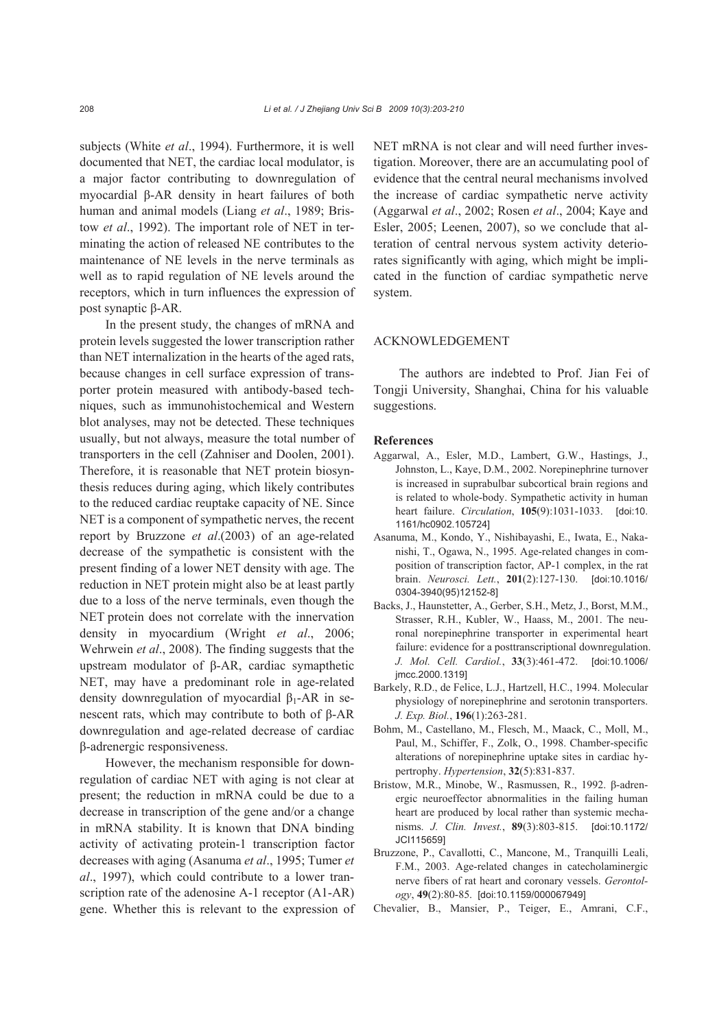subjects (White *et al*., 1994). Furthermore, it is well documented that NET, the cardiac local modulator, is a major factor contributing to downregulation of myocardial β-AR density in heart failures of both human and animal models (Liang *et al*., 1989; Bristow *et al*., 1992). The important role of NET in terminating the action of released NE contributes to the maintenance of NE levels in the nerve terminals as well as to rapid regulation of NE levels around the receptors, which in turn influences the expression of post synaptic β-AR.

In the present study, the changes of mRNA and protein levels suggested the lower transcription rather than NET internalization in the hearts of the aged rats, because changes in cell surface expression of transporter protein measured with antibody-based techniques, such as immunohistochemical and Western blot analyses, may not be detected. These techniques usually, but not always, measure the total number of transporters in the cell (Zahniser and Doolen, 2001). Therefore, it is reasonable that NET protein biosynthesis reduces during aging, which likely contributes to the reduced cardiac reuptake capacity of NE. Since NET is a component of sympathetic nerves, the recent report by Bruzzone *et al*.(2003) of an age-related decrease of the sympathetic is consistent with the present finding of a lower NET density with age. The reduction in NET protein might also be at least partly due to a loss of the nerve terminals, even though the NET protein does not correlate with the innervation density in myocardium (Wright *et al*., 2006; Wehrwein *et al*., 2008). The finding suggests that the upstream modulator of β-AR, cardiac symapthetic NET, may have a predominant role in age-related density downregulation of myocardial $\beta_1$-AR in senescent rats, which may contribute to both of β-AR downregulation and age-related decrease of cardiac β-adrenergic responsiveness.

However, the mechanism responsible for downregulation of cardiac NET with aging is not clear at present; the reduction in mRNA could be due to a decrease in transcription of the gene and/or a change in mRNA stability. It is known that DNA binding activity of activating protein-1 transcription factor decreases with aging (Asanuma *et al*., 1995; Tumer *et al*., 1997), which could contribute to a lower transcription rate of the adenosine A-1 receptor (A1-AR) gene. Whether this is relevant to the expression of NET mRNA is not clear and will need further investigation. Moreover, there are an accumulating pool of evidence that the central neural mechanisms involved the increase of cardiac sympathetic nerve activity (Aggarwal *et al*., 2002; Rosen *et al*., 2004; Kaye and Esler, 2005; Leenen, 2007), so we conclude that alteration of central nervous system activity deteriorates significantly with aging, which might be implicated in the function of cardiac sympathetic nerve system.

## ACKNOWLEDGEMENT

The authors are indebted to Prof. Jian Fei of Tongji University, Shanghai, China for his valuable suggestions.

## References

Aggarwal, A., Esler, M.D., Lambert, G.W., Hastings, J., Johnston, L., Kaye, D.M., 2002. Norepinephrine turnover is increased in suprabulbar subcortical brain regions and is related to whole-body. Sympathetic activity in human heart failure. *Circulation*, **105**(9):1031-1033. [doi:10.1161/hc0902.105724]

Asanuma, M., Kondo, Y., Nishibayashi, E., Iwata, E., Nakanishi, T., Ogawa, N., 1995. Age-related changes in composition of transcription factor, AP-1 complex, in the rat brain. *Neurosci. Lett.*, **201**(2):127-130. [doi:10.1016/0304-3940(95)12152-8]

Backs, J., Haunstetter, A., Gerber, S.H., Metz, J., Borst, M.M., Strasser, R.H., Kubler, W., Haass, M., 2001. The neuronal norepinephrine transporter in experimental heart failure: evidence for a posttranscriptional downregulation. *J. Mol. Cell. Cardiol.*, **33**(3):461-472. [doi:10.1006/jmcc.2000.1319]

Barkely, R.D., de Felice, L.J., Hartzell, H.C., 1994. Molecular physiology of norepinephrine and serotonin transporters. *J. Exp. Biol.*, **196**(1):263-281.

Bohm, M., Castellano, M., Flesch, M., Maack, C., Moll, M., Paul, M., Schiffer, F., Zolk, O., 1998. Chamber-specific alterations of norepinephrine uptake sites in cardiac hypertrophy. *Hypertension*, **32**(5):831-837.

Bristow, M.R., Minobe, W., Rasmussen, R., 1992. β-adrenergic neuroeffector abnormalities in the failing human heart are produced by local rather than systemic mechanisms. *J. Clin. Invest.*, **89**(3):803-815. [doi:10.1172/JCI115659]

Bruzzone, P., Cavallotti, C., Mancone, M., Tranquilli Leali, F.M., 2003. Age-related changes in catecholaminergic nerve fibers of rat heart and coronary vessels. *Gerontology*, **49**(2):80-85. [doi:10.1159/000067949]

Chevalier, B., Mansier, P., Teiger, E., Amrani, C.F.,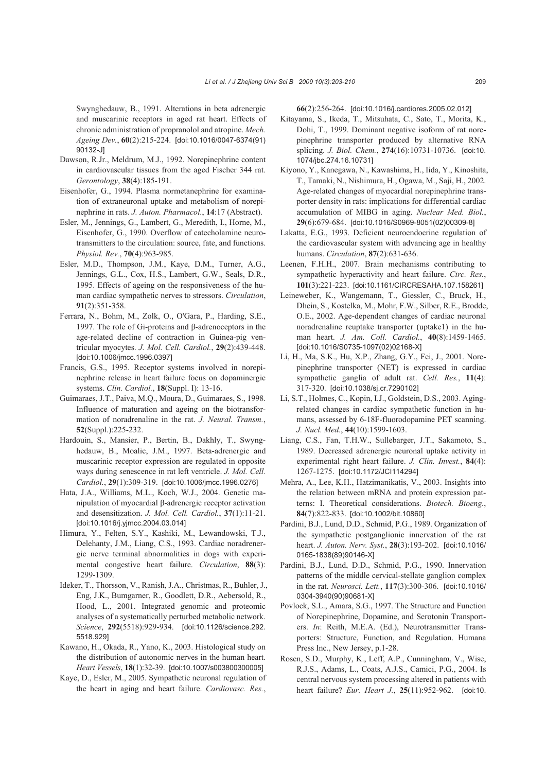Swynghedauw, B., 1991. Alterations in beta adrenergic and muscarinic receptors in aged rat heart. Effects of chronic administration of propranolol and atropine. *Mech. Ageing Dev.*, **60**(2):215-224. [doi:10.1016/0047-6374(91)90132-J]

Dawson, R.Jr., Meldrum, M.J., 1992. Norepinephrine content in cardiovascular tissues from the aged Fischer 344 rat. *Gerontology*, **38**(4):185-191.

Eisenhofer, G., 1994. Plasma normetanephrine for examination of extraneuronal uptake and metabolism of norepinephrine in rats. *J. Auton. Pharmacol.*, **14**:17 (Abstract).

Esler, M., Jennings, G., Lambert, G., Meredith, I., Horne, M., Eisenhofer, G., 1990. Overflow of catecholamine neurotransmitters to the circulation: source, fate, and functions. *Physiol. Rev.*, **70**(4):963-985.

Esler, M.D., Thompson, J.M., Kaye, D.M., Turner, A.G., Jennings, G.L., Cox, H.S., Lambert, G.W., Seals, D.R., 1995. Effects of ageing on the responsiveness of the human cardiac sympathetic nerves to stressors. *Circulation*, **91**(2):351-358.

Ferrara, N., Bohm, M., Zolk, O., O'Gara, P., Harding, S.E., 1997. The role of Gi-proteins and β-adrenoceptors in the age-related decline of contraction in Guinea-pig ventricular myocytes. *J. Mol. Cell. Cardiol.*, **29**(2):439-448. [doi:10.1006/jmcc.1996.0397]

Francis, G.S., 1995. Receptor systems involved in norepinephrine release in heart failure focus on dopaminergic systems. *Clin. Cardiol.*, **18**(Suppl. I): 13-16.

Guimaraes, J.T., Paiva, M.Q., Moura, D., Guimaraes, S., 1998. Influence of maturation and ageing on the biotransformation of noradrenaline in the rat. *J. Neural. Transm.*, **52**(Suppl.):225-232.

Hardouin, S., Mansier, P., Bertin, B., Dakhly, T., Swynghedauw, B., Moalic, J.M., 1997. Beta-adrenergic and muscarinic receptor expression are regulated in opposite ways during senescence in rat left ventricle. *J. Mol. Cell. Cardiol.*, **29**(1):309-319. [doi:10.1006/jmcc.1996.0276]

Hata, J.A., Williams, M.L., Koch, W.J., 2004. Genetic manipulation of myocardial β-adrenergic receptor activation and desensitization. *J. Mol. Cell. Cardiol.*, **37**(1):11-21. [doi:10.1016/j.yjmcc.2004.03.014]

Himura, Y., Felten, S.Y., Kashiki, M., Lewandowski, T.J., Delehanty, J.M., Liang, C.S., 1993. Cardiac noradrenergic nerve terminal abnormalities in dogs with experimental congestive heart failure. *Circulation*, **88**(3): 1299-1309.

Ideker, T., Thorsson, V., Ranish, J.A., Christmas, R., Buhler, J., Eng, J.K., Bumgarner, R., Goodlett, D.R., Aebersold, R., Hood, L., 2001. Integrated genomic and proteomic analyses of a systematically perturbed metabolic network. *Science*, **292**(5518):929-934. [doi:10.1126/science.292.5518.929]

Kawano, H., Okada, R., Yano, K., 2003. Histological study on the distribution of autonomic nerves in the human heart. *Heart Vessels*, **18**(1):32-39. [doi:10.1007/s003800300005]

Kaye, D., Esler, M., 2005. Sympathetic neuronal regulation of the heart in aging and heart failure. *Cardiovasc. Res.*, **66**(2):256-264. [doi:10.1016/j.cardiores.2005.02.012]

Kitayama, S., Ikeda, T., Mitsuhata, C., Sato, T., Morita, K., Dohi, T., 1999. Dominant negative isoform of rat norepinephrine transporter produced by alternative RNA splicing. *J. Biol. Chem.*, **274**(16):10731-10736. [doi:10.1074/jbc.274.16.10731]

Kiyono, Y., Kanegawa, N., Kawashima, H., Iida, Y., Kinoshita, T., Tamaki, N., Nishimura, H., Ogawa, M., Saji, H., 2002. Age-related changes of myocardial norepinephrine transporter density in rats: implications for differential cardiac accumulation of MIBG in aging. *Nuclear Med. Biol.*, **29**(6):679-684. [doi:10.1016/S0969-8051(02)00309-8]

Lakatta, E.G., 1993. Deficient neuroendocrine regulation of the cardiovascular system with advancing age in healthy humans. *Circulation*, **87**(2):631-636.

Leenen, F.H.H., 2007. Brain mechanisms contributing to sympathetic hyperactivity and heart failure. *Circ. Res.*, **101**(3):221-223. [doi:10.1161/CIRCRESAHA.107.158261]

Leineweber, K., Wangemann, T., Giessler, C., Bruck, H., Dhein, S., Kostelka, M., Mohr, F.W., Silber, R.E., Brodde, O.E., 2002. Age-dependent changes of cardiac neuronal noradrenaline reuptake transporter (uptake1) in the human heart. *J. Am. Coll. Cardiol.*, **40**(8):1459-1465. [doi:10.1016/S0735-1097(02)02168-X]

Li, H., Ma, S.K., Hu, X.P., Zhang, G.Y., Fei, J., 2001. Norepinephrine transporter (NET) is expressed in cardiac sympathetic ganglia of adult rat. *Cell. Res.*, **11**(4): 317-320. [doi:10.1038/sj.cr.7290102]

Li, S.T., Holmes, C., Kopin, I.J., Goldstein, D.S., 2003. Aging-related changes in cardiac sympathetic function in humans, assessed by 6-18F-fluorodopamine PET scanning. *J. Nucl. Med.*, **44**(10):1599-1603.

Liang, C.S., Fan, T.H.W., Sullebarger, J.T., Sakamoto, S., 1989. Decreased adrenergic neuronal uptake activity in experimental right heart failure. *J. Clin. Invest.*, **84**(4): 1267-1275. [doi:10.1172/JCI114294]

Mehra, A., Lee, K.H., Hatzimanikatis, V., 2003. Insights into the relation between mRNA and protein expression patterns: I. Theoretical considerations. *Biotech. Bioeng.*, **84**(7):822-833. [doi:10.1002/bit.10860]

Pardini, B.J., Lund, D.D., Schmid, P.G., 1989. Organization of the sympathetic postganglionic innervation of the rat heart. *J. Auton. Nerv. Syst.*, **28**(3):193-202. [doi:10.1016/0165-1838(89)90146-X]

Pardini, B.J., Lund, D.D., Schmid, P.G., 1990. Innervation patterns of the middle cervical-stellate ganglion complex in the rat. *Neurosci. Lett.*, **117**(3):300-306. [doi:10.1016/0304-3940(90)90681-X]

Povlock, S.L., Amara, S.G., 1997. The Structure and Function of Norepinephrine, Dopamine, and Serotonin Transporters. *In*: Reith, M.E.A. (Ed.), Neurotransmitter Transporters: Structure, Function, and Regulation. Humana Press Inc., New Jersey, p.1-28.

Rosen, S.D., Murphy, K., Leff, A.P., Cunningham, V., Wise, R.J.S., Adams, L., Coats, A.J.S., Camici, P.G., 2004. Is central nervous system processing altered in patients with heart failure? *Eur. Heart J.*, **25**(11):952-962. [doi:10.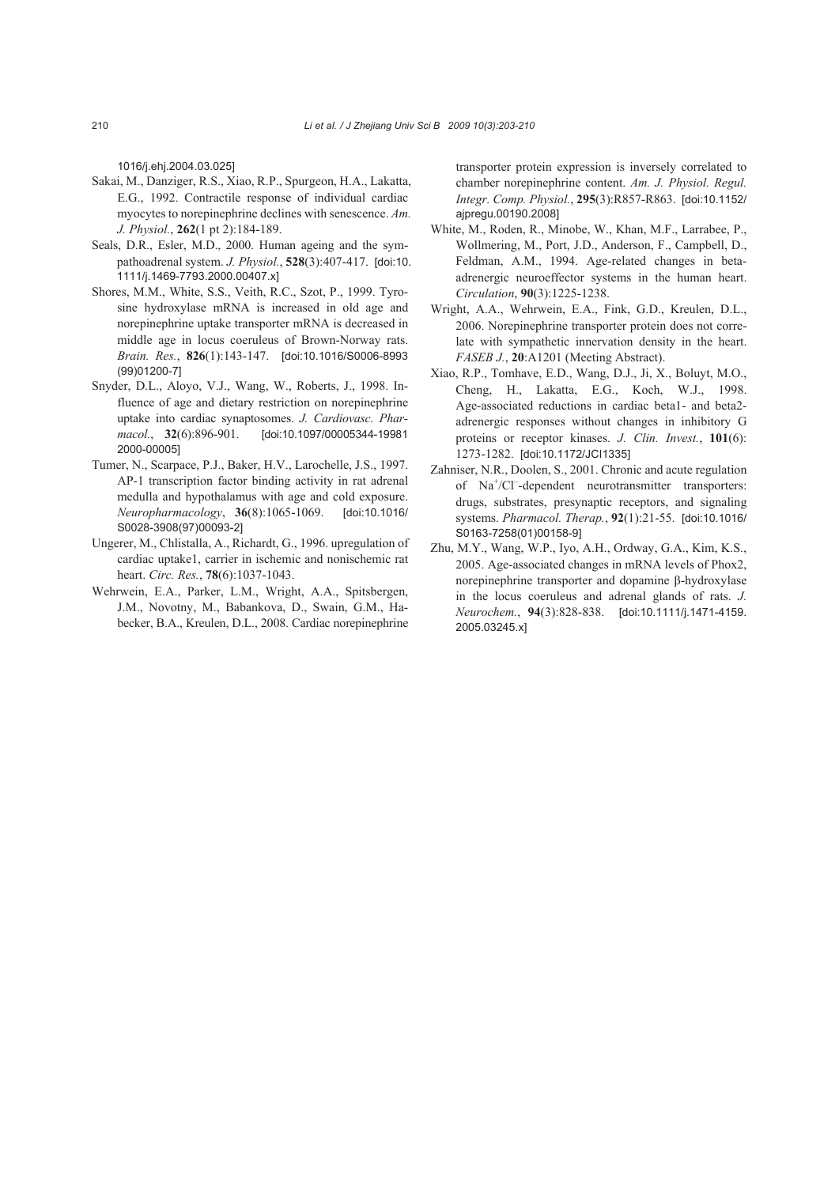1016/j.ehj.2004.03.025]

Sakai, M., Danziger, R.S., Xiao, R.P., Spurgeon, H.A., Lakatta, E.G., 1992. Contractile response of individual cardiac myocytes to norepinephrine declines with senescence. *Am. J. Physiol.*, **262**(1 pt 2):184-189.

Seals, D.R., Esler, M.D., 2000. Human ageing and the sympathoadrenal system. *J. Physiol.*, **528**(3):407-417. [doi:10.1111/j.1469-7793.2000.00407.x]

Shores, M.M., White, S.S., Veith, R.C., Szot, P., 1999. Tyrosine hydroxylase mRNA is increased in old age and norepinephrine uptake transporter mRNA is decreased in middle age in locus coeruleus of Brown-Norway rats. *Brain. Res.*, **826**(1):143-147. [doi:10.1016/S0006-8993(99)01200-7]

Snyder, D.L., Aloyo, V.J., Wang, W., Roberts, J., 1998. Influence of age and dietary restriction on norepinephrine uptake into cardiac synaptosomes. *J. Cardiovasc. Pharmacol.*, **32**(6):896-901. [doi:10.1097/00005344-199812000-00005]

Tumer, N., Scarpace, P.J., Baker, H.V., Larochelle, J.S., 1997. AP-1 transcription factor binding activity in rat adrenal medulla and hypothalamus with age and cold exposure. *Neuropharmacology*, **36**(8):1065-1069. [doi:10.1016/S0028-3908(97)00093-2]

Ungerer, M., Chlistalla, A., Richardt, G., 1996. upregulation of cardiac uptake1, carrier in ischemic and nonischemic rat heart. *Circ. Res.*, **78**(6):1037-1043.

Wehrwein, E.A., Parker, L.M., Wright, A.A., Spitsbergen, J.M., Novotny, M., Babankova, D., Swain, G.M., Habecker, B.A., Kreulen, D.L., 2008. Cardiac norepinephrine transporter protein expression is inversely correlated to chamber norepinephrine content. *Am. J. Physiol. Regul. Integr. Comp. Physiol.*, **295**(3):R857-R863. [doi:10.1152/ajpregu.00190.2008]

White, M., Roden, R., Minobe, W., Khan, M.F., Larrabee, P., Wollmering, M., Port, J.D., Anderson, F., Campbell, D., Feldman, A.M., 1994. Age-related changes in beta-adrenergic neuroeffector systems in the human heart. *Circulation*, **90**(3):1225-1238.

Wright, A.A., Wehrwein, E.A., Fink, G.D., Kreulen, D.L., 2006. Norepinephrine transporter protein does not correlate with sympathetic innervation density in the heart. *FASEB J.*, **20**:A1201 (Meeting Abstract).

Xiao, R.P., Tomhave, E.D., Wang, D.J., Ji, X., Boluyt, M.O., Cheng, H., Lakatta, E.G., Koch, W.J., 1998. Age-associated reductions in cardiac beta1- and beta2-adrenergic responses without changes in inhibitory G proteins or receptor kinases. *J. Clin. Invest.*, **101**(6):1273-1282. [doi:10.1172/JCI1335]

Zahniser, N.R., Doolen, S., 2001. Chronic and acute regulation of $Na^+/Cl^-$-dependent neurotransmitter transporters: drugs, substrates, presynaptic receptors, and signaling systems. *Pharmacol. Therap.*, **92**(1):21-55. [doi:10.1016/S0163-7258(01)00158-9]

Zhu, M.Y., Wang, W.P., Iyo, A.H., Ordway, G.A., Kim, K.S., 2005. Age-associated changes in mRNA levels of Phox2, norepinephrine transporter and dopamine β-hydroxylase in the locus coeruleus and adrenal glands of rats. *J. Neurochem.*, **94**(3):828-838. [doi:10.1111/j.1471-4159.2005.03245.x]